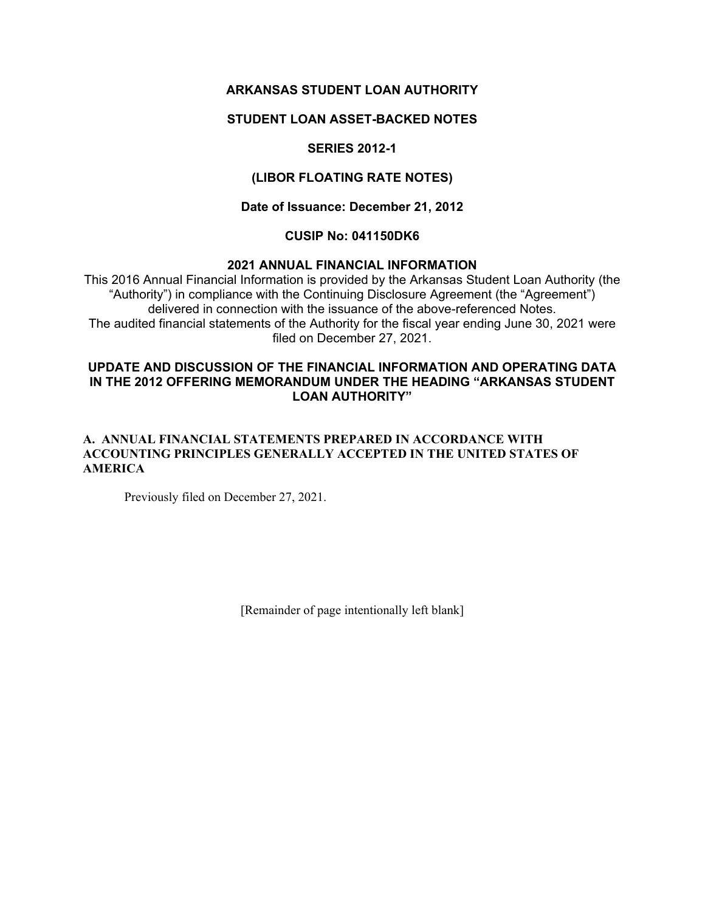**ARKANSAS STUDENT LOAN AUTHORITY**

**STUDENT LOAN ASSET-BACKED NOTES**

**SERIES 2012-1**

**(LIBOR FLOATING RATE NOTES)**

**Date of Issuance: December 21, 2012**

**CUSIP No: 041150DK6**

**2021 ANNUAL FINANCIAL INFORMATION**

This 2016 Annual Financial Information is provided by the Arkansas Student Loan Authority (the "Authority") in compliance with the Continuing Disclosure Agreement (the "Agreement") delivered in connection with the issuance of the above-referenced Notes.
The audited financial statements of the Authority for the fiscal year ending June 30, 2021 were filed on December 27, 2021.

**UPDATE AND DISCUSSION OF THE FINANCIAL INFORMATION AND OPERATING DATA IN THE 2012 OFFERING MEMORANDUM UNDER THE HEADING "ARKANSAS STUDENT LOAN AUTHORITY"**

**A. ANNUAL FINANCIAL STATEMENTS PREPARED IN ACCORDANCE WITH ACCOUNTING PRINCIPLES GENERALLY ACCEPTED IN THE UNITED STATES OF AMERICA**

Previously filed on December 27, 2021.

[Remainder of page intentionally left blank]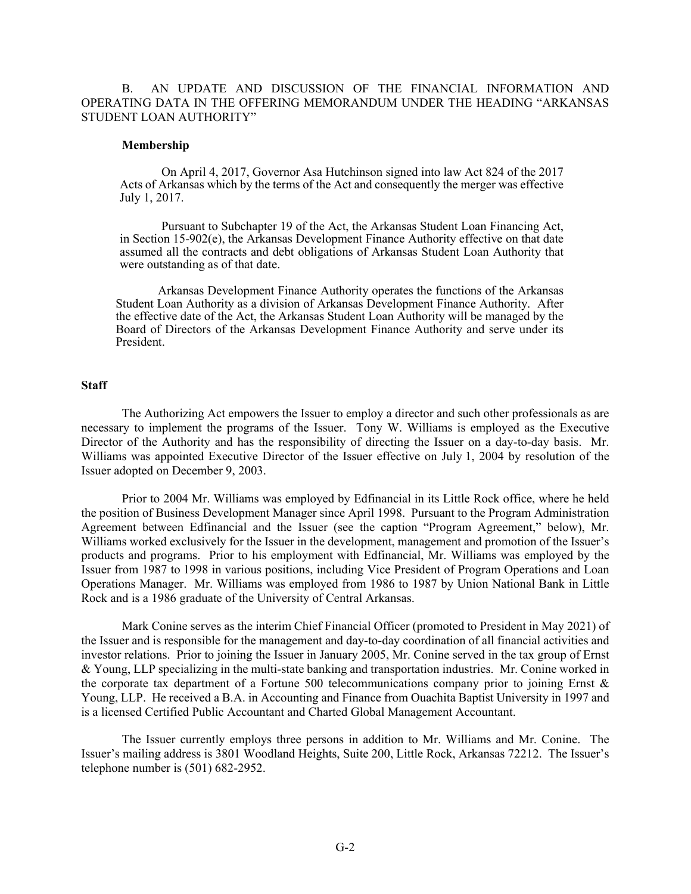B. AN UPDATE AND DISCUSSION OF THE FINANCIAL INFORMATION AND OPERATING DATA IN THE OFFERING MEMORANDUM UNDER THE HEADING "ARKANSAS STUDENT LOAN AUTHORITY"

**Membership**

On April 4, 2017, Governor Asa Hutchinson signed into law Act 824 of the 2017 Acts of Arkansas which by the terms of the Act and consequently the merger was effective July 1, 2017.

Pursuant to Subchapter 19 of the Act, the Arkansas Student Loan Financing Act, in Section 15-902(e), the Arkansas Development Finance Authority effective on that date assumed all the contracts and debt obligations of Arkansas Student Loan Authority that were outstanding as of that date.

Arkansas Development Finance Authority operates the functions of the Arkansas Student Loan Authority as a division of Arkansas Development Finance Authority. After the effective date of the Act, the Arkansas Student Loan Authority will be managed by the Board of Directors of the Arkansas Development Finance Authority and serve under its President.

**Staff**

The Authorizing Act empowers the Issuer to employ a director and such other professionals as are necessary to implement the programs of the Issuer. Tony W. Williams is employed as the Executive Director of the Authority and has the responsibility of directing the Issuer on a day-to-day basis. Mr. Williams was appointed Executive Director of the Issuer effective on July 1, 2004 by resolution of the Issuer adopted on December 9, 2003.

Prior to 2004 Mr. Williams was employed by Edfinancial in its Little Rock office, where he held the position of Business Development Manager since April 1998. Pursuant to the Program Administration Agreement between Edfinancial and the Issuer (see the caption "Program Agreement," below), Mr. Williams worked exclusively for the Issuer in the development, management and promotion of the Issuer's products and programs. Prior to his employment with Edfinancial, Mr. Williams was employed by the Issuer from 1987 to 1998 in various positions, including Vice President of Program Operations and Loan Operations Manager. Mr. Williams was employed from 1986 to 1987 by Union National Bank in Little Rock and is a 1986 graduate of the University of Central Arkansas.

Mark Conine serves as the interim Chief Financial Officer (promoted to President in May 2021) of the Issuer and is responsible for the management and day-to-day coordination of all financial activities and investor relations. Prior to joining the Issuer in January 2005, Mr. Conine served in the tax group of Ernst & Young, LLP specializing in the multi-state banking and transportation industries. Mr. Conine worked in the corporate tax department of a Fortune 500 telecommunications company prior to joining Ernst & Young, LLP. He received a B.A. in Accounting and Finance from Ouachita Baptist University in 1997 and is a licensed Certified Public Accountant and Charted Global Management Accountant.

The Issuer currently employs three persons in addition to Mr. Williams and Mr. Conine. The Issuer's mailing address is 3801 Woodland Heights, Suite 200, Little Rock, Arkansas 72212. The Issuer's telephone number is (501) 682-2952.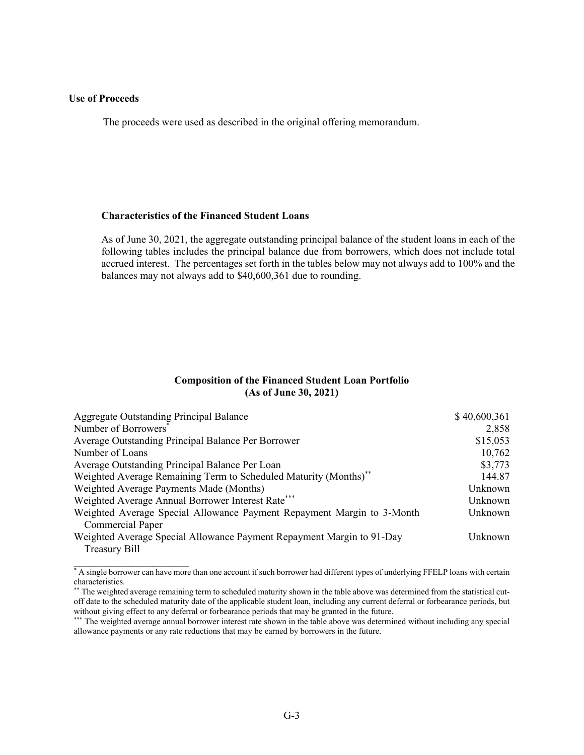**Use of Proceeds**

The proceeds were used as described in the original offering memorandum.

**Characteristics of the Financed Student Loans**

As of June 30, 2021, the aggregate outstanding principal balance of the student loans in each of the following tables includes the principal balance due from borrowers, which does not include total accrued interest. The percentages set forth in the tables below may not always add to 100% and the balances may not always add to $40,600,361 due to rounding.

**Composition of the Financed Student Loan Portfolio**
**(As of June 30, 2021)**

| | |
|---|---:|
| Aggregate Outstanding Principal Balance | $ 40,600,361 |
| Number of Borrowers* | 2,858 |
| Average Outstanding Principal Balance Per Borrower | $15,053 |
| Number of Loans | 10,762 |
| Average Outstanding Principal Balance Per Loan | $3,773 |
| Weighted Average Remaining Term to Scheduled Maturity (Months)** | 144.87 |
| Weighted Average Payments Made (Months) | Unknown |
| Weighted Average Annual Borrower Interest Rate*** | Unknown |
| Weighted Average Special Allowance Payment Repayment Margin to 3-Month Commercial Paper | Unknown |
| Weighted Average Special Allowance Payment Repayment Margin to 91-Day Treasury Bill | Unknown |

\* A single borrower can have more than one account if such borrower had different types of underlying FFELP loans with certain characteristics.

** The weighted average remaining term to scheduled maturity shown in the table above was determined from the statistical cut-off date to the scheduled maturity date of the applicable student loan, including any current deferral or forbearance periods, but without giving effect to any deferral or forbearance periods that may be granted in the future.

*** The weighted average annual borrower interest rate shown in the table above was determined without including any special allowance payments or any rate reductions that may be earned by borrowers in the future.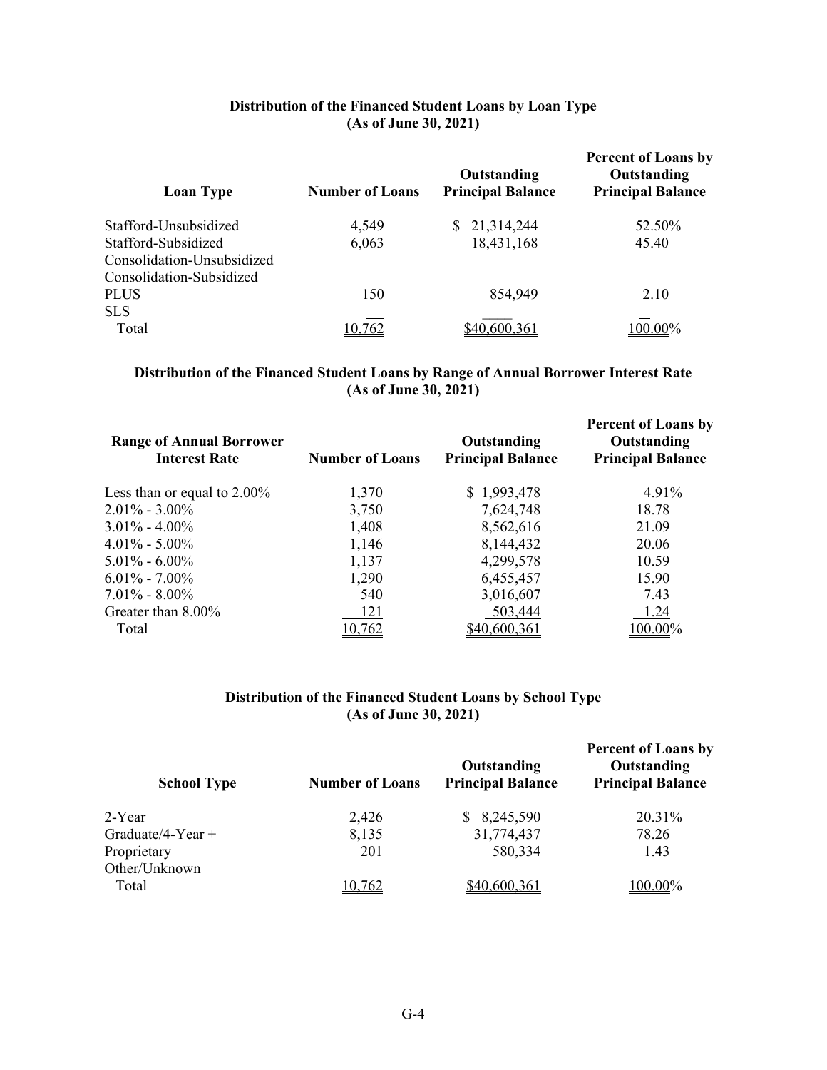**Distribution of the Financed Student Loans by Loan Type**
**(As of June 30, 2021)**

| Loan Type | Number of Loans | Outstanding Principal Balance | Percent of Loans by Outstanding Principal Balance |
|---|---|---|---|
| Stafford-Unsubsidized | 4,549 | $ 21,314,244 | 52.50% |
| Stafford-Subsidized | 6,063 | 18,431,168 | 45.40 |
| Consolidation-Unsubsidized | | | |
| Consolidation-Subsidized | | | |
| PLUS | 150 | 854,949 | 2.10 |
| SLS | | | |
| Total | 10,762 | $40,600,361 | 100.00% |

**Distribution of the Financed Student Loans by Range of Annual Borrower Interest Rate**
**(As of June 30, 2021)**

| Range of Annual Borrower Interest Rate | Number of Loans | Outstanding Principal Balance | Percent of Loans by Outstanding Principal Balance |
|---|---|---|---|
| Less than or equal to 2.00% | 1,370 | $ 1,993,478 | 4.91% |
| 2.01% - 3.00% | 3,750 | 7,624,748 | 18.78 |
| 3.01% - 4.00% | 1,408 | 8,562,616 | 21.09 |
| 4.01% - 5.00% | 1,146 | 8,144,432 | 20.06 |
| 5.01% - 6.00% | 1,137 | 4,299,578 | 10.59 |
| 6.01% - 7.00% | 1,290 | 6,455,457 | 15.90 |
| 7.01% - 8.00% | 540 | 3,016,607 | 7.43 |
| Greater than 8.00% | 121 | 503,444 | 1.24 |
| Total | 10,762 | $40,600,361 | 100.00% |

**Distribution of the Financed Student Loans by School Type**
**(As of June 30, 2021)**

| School Type | Number of Loans | Outstanding Principal Balance | Percent of Loans by Outstanding Principal Balance |
|---|---|---|---|
| 2-Year | 2,426 | $ 8,245,590 | 20.31% |
| Graduate/4-Year + | 8,135 | 31,774,437 | 78.26 |
| Proprietary | 201 | 580,334 | 1.43 |
| Other/Unknown | | | |
| Total | 10,762 | $40,600,361 | 100.00% |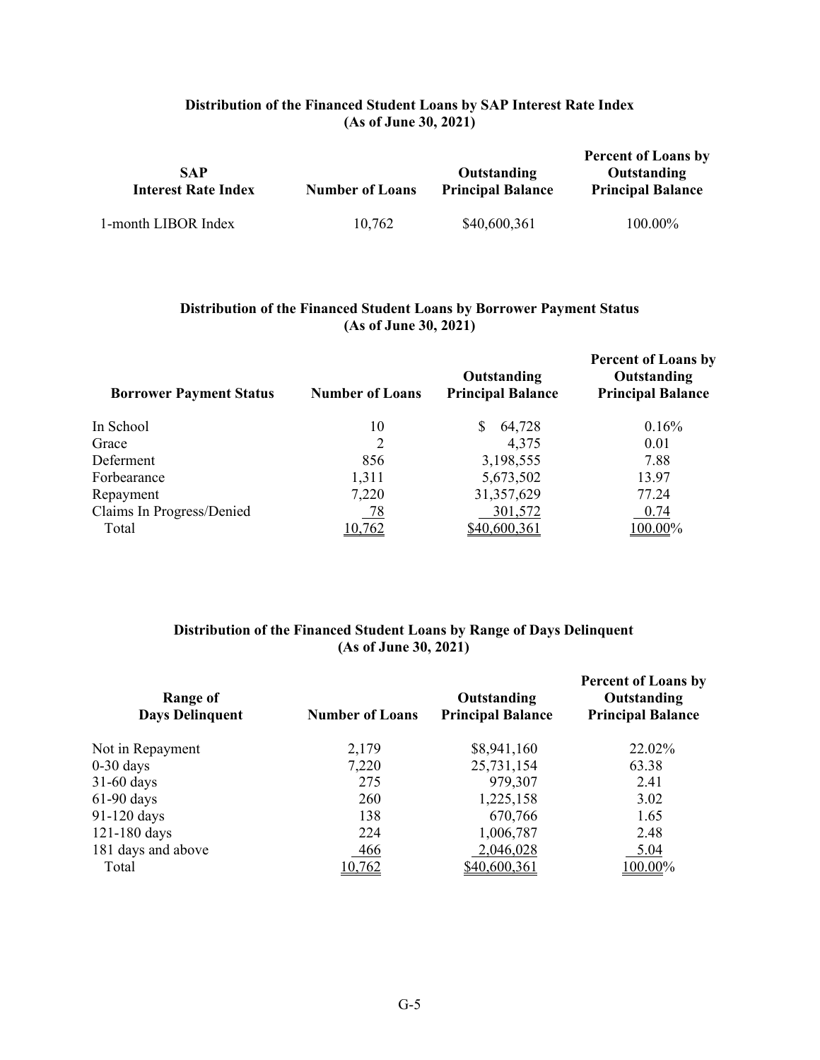**Distribution of the Financed Student Loans by SAP Interest Rate Index**
**(As of June 30, 2021)**

| SAP Interest Rate Index | Number of Loans | Outstanding Principal Balance | Percent of Loans by Outstanding Principal Balance |
|---|---|---|---|
| 1-month LIBOR Index | 10,762 | $40,600,361 | 100.00% |

**Distribution of the Financed Student Loans by Borrower Payment Status**
**(As of June 30, 2021)**

| Borrower Payment Status | Number of Loans | Outstanding Principal Balance | Percent of Loans by Outstanding Principal Balance |
|---|---|---|---|
| In School | 10 | $ 64,728 | 0.16% |
| Grace | 2 | 4,375 | 0.01 |
| Deferment | 856 | 3,198,555 | 7.88 |
| Forbearance | 1,311 | 5,673,502 | 13.97 |
| Repayment | 7,220 | 31,357,629 | 77.24 |
| Claims In Progress/Denied | 78 | 301,572 | 0.74 |
| Total | 10,762 | $40,600,361 | 100.00% |

**Distribution of the Financed Student Loans by Range of Days Delinquent**
**(As of June 30, 2021)**

| Range of Days Delinquent | Number of Loans | Outstanding Principal Balance | Percent of Loans by Outstanding Principal Balance |
|---|---|---|---|
| Not in Repayment | 2,179 | $8,941,160 | 22.02% |
| 0-30 days | 7,220 | 25,731,154 | 63.38 |
| 31-60 days | 275 | 979,307 | 2.41 |
| 61-90 days | 260 | 1,225,158 | 3.02 |
| 91-120 days | 138 | 670,766 | 1.65 |
| 121-180 days | 224 | 1,006,787 | 2.48 |
| 181 days and above | 466 | 2,046,028 | 5.04 |
| Total | 10,762 | $40,600,361 | 100.00% |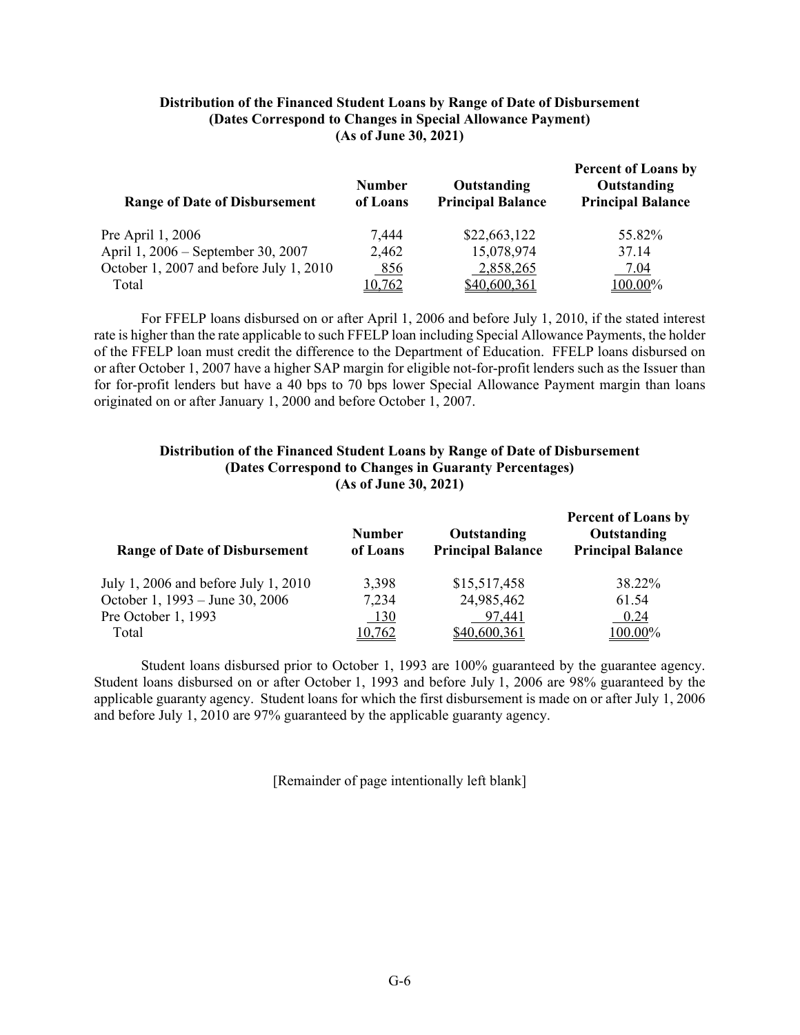**Distribution of the Financed Student Loans by Range of Date of Disbursement**
**(Dates Correspond to Changes in Special Allowance Payment)**
**(As of June 30, 2021)**

| Range of Date of Disbursement | Number of Loans | Outstanding Principal Balance | Percent of Loans by Outstanding Principal Balance |
|---|---|---|---|
| Pre April 1, 2006 | 7,444 | $22,663,122 | 55.82% |
| April 1, 2006 – September 30, 2007 | 2,462 | 15,078,974 | 37.14 |
| October 1, 2007 and before July 1, 2010 | 856 | 2,858,265 | 7.04 |
| Total | 10,762 | $40,600,361 | 100.00% |

For FFELP loans disbursed on or after April 1, 2006 and before July 1, 2010, if the stated interest rate is higher than the rate applicable to such FFELP loan including Special Allowance Payments, the holder of the FFELP loan must credit the difference to the Department of Education. FFELP loans disbursed on or after October 1, 2007 have a higher SAP margin for eligible not-for-profit lenders such as the Issuer than for for-profit lenders but have a 40 bps to 70 bps lower Special Allowance Payment margin than loans originated on or after January 1, 2000 and before October 1, 2007.

**Distribution of the Financed Student Loans by Range of Date of Disbursement**
**(Dates Correspond to Changes in Guaranty Percentages)**
**(As of June 30, 2021)**

| Range of Date of Disbursement | Number of Loans | Outstanding Principal Balance | Percent of Loans by Outstanding Principal Balance |
|---|---|---|---|
| July 1, 2006 and before July 1, 2010 | 3,398 | $15,517,458 | 38.22% |
| October 1, 1993 – June 30, 2006 | 7,234 | 24,985,462 | 61.54 |
| Pre October 1, 1993 | 130 | 97,441 | 0.24 |
| Total | 10,762 | $40,600,361 | 100.00% |

Student loans disbursed prior to October 1, 1993 are 100% guaranteed by the guarantee agency. Student loans disbursed on or after October 1, 1993 and before July 1, 2006 are 98% guaranteed by the applicable guaranty agency. Student loans for which the first disbursement is made on or after July 1, 2006 and before July 1, 2010 are 97% guaranteed by the applicable guaranty agency.

[Remainder of page intentionally left blank]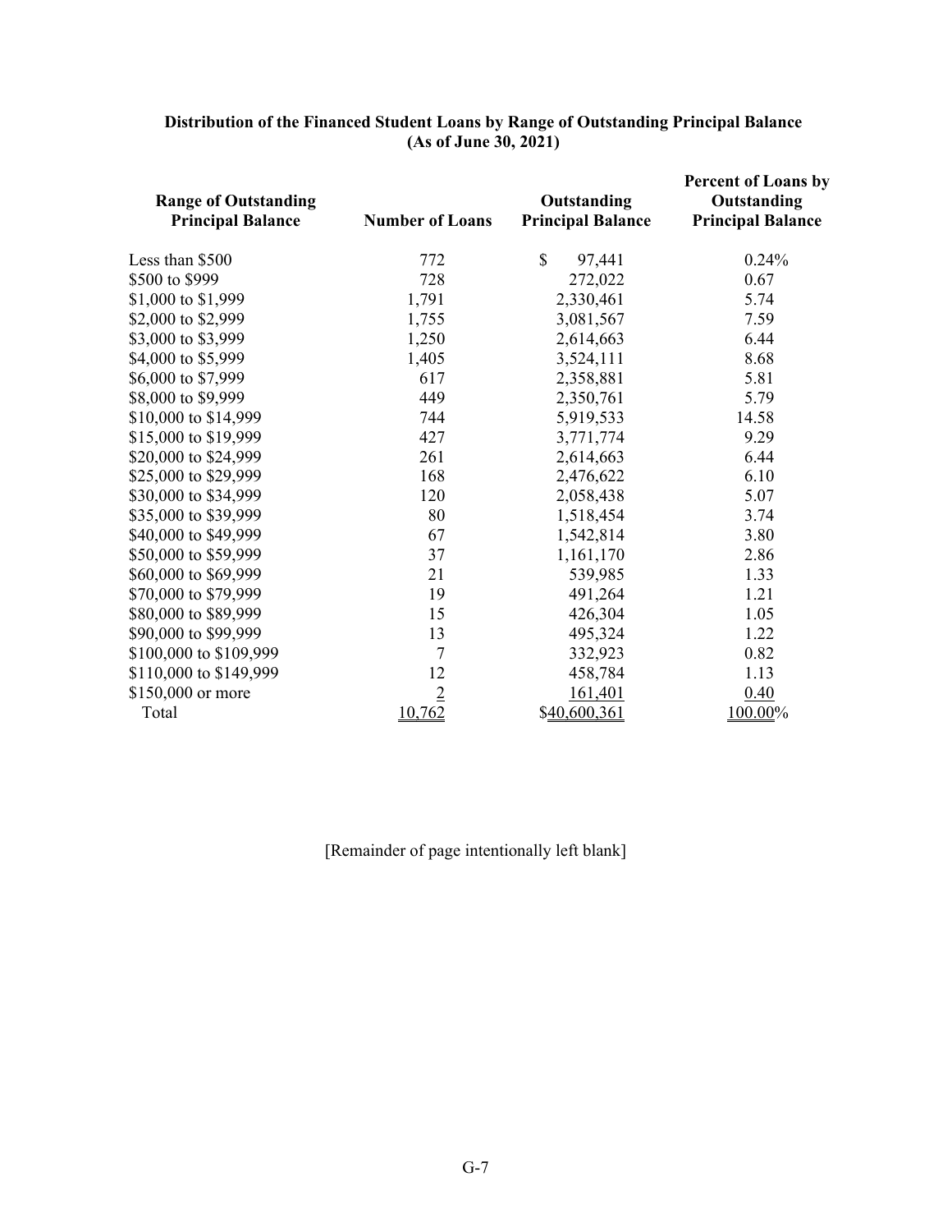**Distribution of the Financed Student Loans by Range of Outstanding Principal Balance (As of June 30, 2021)**

| Range of Outstanding Principal Balance | Number of Loans | Outstanding Principal Balance | Percent of Loans by Outstanding Principal Balance |
|---|---|---|---|
| Less than $500 | 772 | $ 97,441 | 0.24% |
| $500 to $999 | 728 | 272,022 | 0.67 |
| $1,000 to $1,999 | 1,791 | 2,330,461 | 5.74 |
| $2,000 to $2,999 | 1,755 | 3,081,567 | 7.59 |
| $3,000 to $3,999 | 1,250 | 2,614,663 | 6.44 |
| $4,000 to $5,999 | 1,405 | 3,524,111 | 8.68 |
| $6,000 to $7,999 | 617 | 2,358,881 | 5.81 |
| $8,000 to $9,999 | 449 | 2,350,761 | 5.79 |
| $10,000 to $14,999 | 744 | 5,919,533 | 14.58 |
| $15,000 to $19,999 | 427 | 3,771,774 | 9.29 |
| $20,000 to $24,999 | 261 | 2,614,663 | 6.44 |
| $25,000 to $29,999 | 168 | 2,476,622 | 6.10 |
| $30,000 to $34,999 | 120 | 2,058,438 | 5.07 |
| $35,000 to $39,999 | 80 | 1,518,454 | 3.74 |
| $40,000 to $49,999 | 67 | 1,542,814 | 3.80 |
| $50,000 to $59,999 | 37 | 1,161,170 | 2.86 |
| $60,000 to $69,999 | 21 | 539,985 | 1.33 |
| $70,000 to $79,999 | 19 | 491,264 | 1.21 |
| $80,000 to $89,999 | 15 | 426,304 | 1.05 |
| $90,000 to $99,999 | 13 | 495,324 | 1.22 |
| $100,000 to $109,999 | 7 | 332,923 | 0.82 |
| $110,000 to $149,999 | 12 | 458,784 | 1.13 |
| $150,000 or more | 2 | 161,401 | 0.40 |
| Total | 10,762 | $40,600,361 | 100.00% |

[Remainder of page intentionally left blank]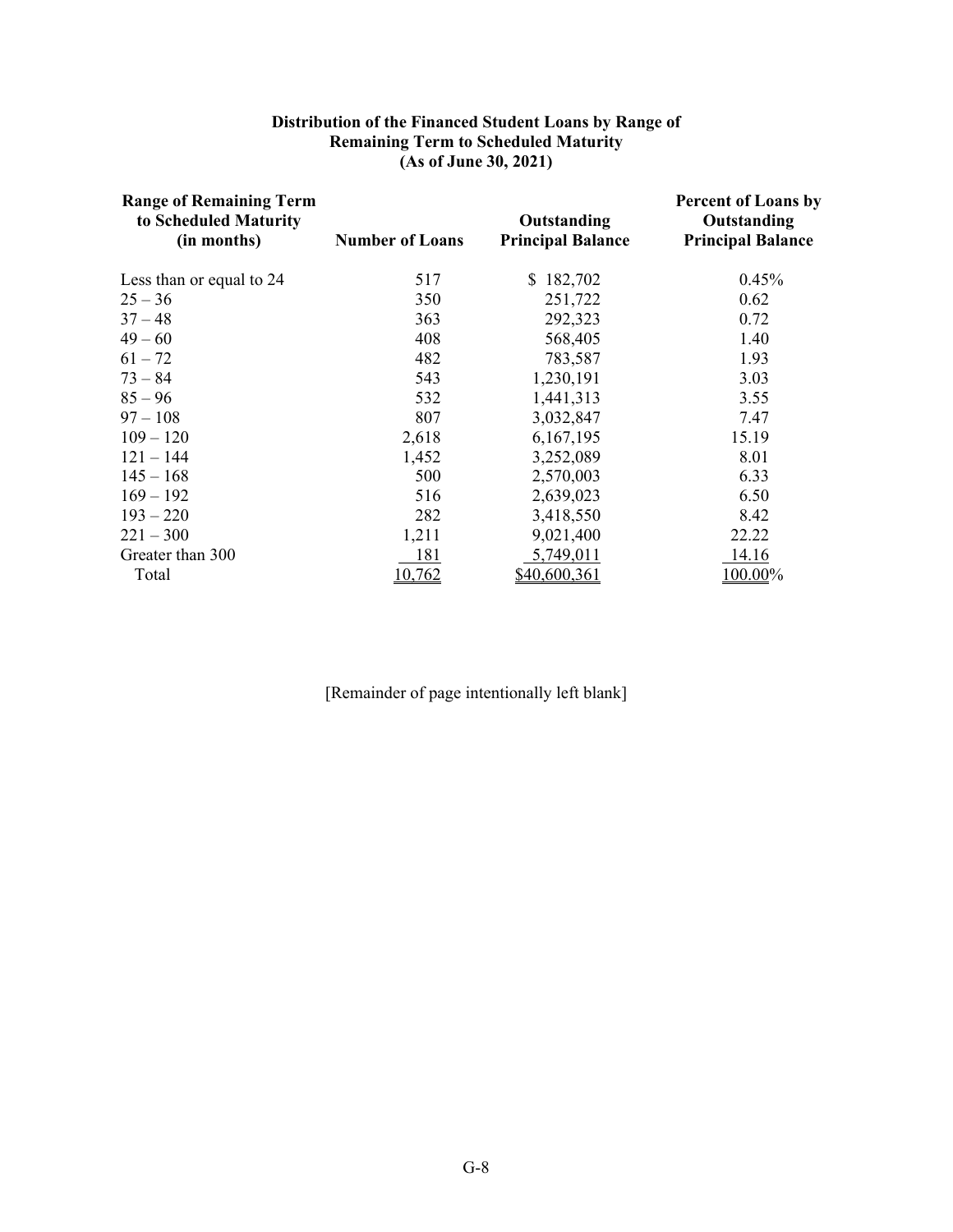**Distribution of the Financed Student Loans by Range of Remaining Term to Scheduled Maturity (As of June 30, 2021)**

| Range of Remaining Term to Scheduled Maturity (in months) | Number of Loans | Outstanding Principal Balance | Percent of Loans by Outstanding Principal Balance |
|---|---|---|---|
| Less than or equal to 24 | 517 | $ 182,702 | 0.45% |
| 25 – 36 | 350 | 251,722 | 0.62 |
| 37 – 48 | 363 | 292,323 | 0.72 |
| 49 – 60 | 408 | 568,405 | 1.40 |
| 61 – 72 | 482 | 783,587 | 1.93 |
| 73 – 84 | 543 | 1,230,191 | 3.03 |
| 85 – 96 | 532 | 1,441,313 | 3.55 |
| 97 – 108 | 807 | 3,032,847 | 7.47 |
| 109 – 120 | 2,618 | 6,167,195 | 15.19 |
| 121 – 144 | 1,452 | 3,252,089 | 8.01 |
| 145 – 168 | 500 | 2,570,003 | 6.33 |
| 169 – 192 | 516 | 2,639,023 | 6.50 |
| 193 – 220 | 282 | 3,418,550 | 8.42 |
| 221 – 300 | 1,211 | 9,021,400 | 22.22 |
| Greater than 300 | 181 | 5,749,011 | 14.16 |
| Total | 10,762 | $40,600,361 | 100.00% |

[Remainder of page intentionally left blank]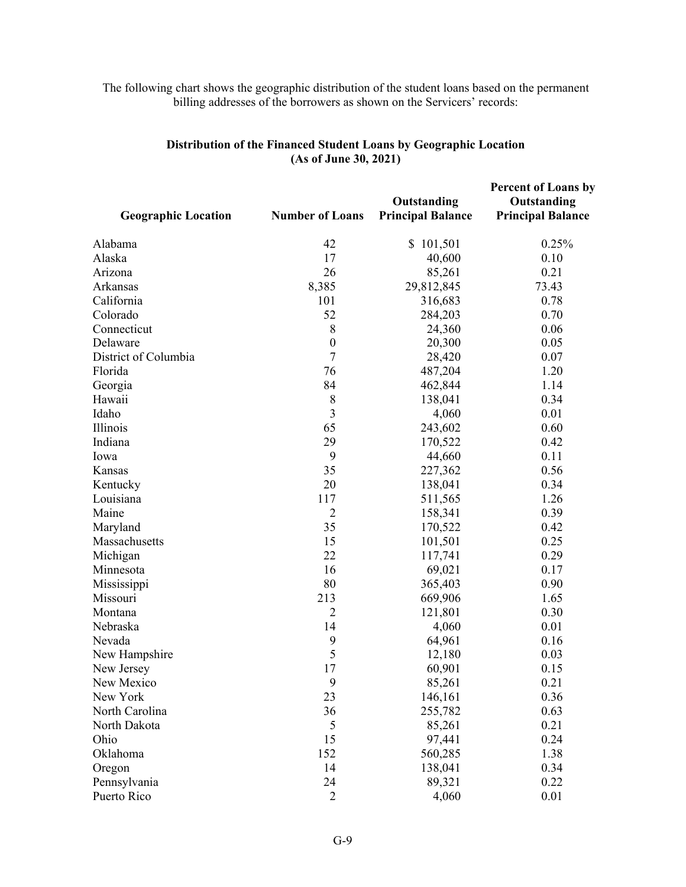The following chart shows the geographic distribution of the student loans based on the permanent billing addresses of the borrowers as shown on the Servicers' records:

**Distribution of the Financed Student Loans by Geographic Location**
**(As of June 30, 2021)**

| Geographic Location | Number of Loans | Outstanding Principal Balance | Percent of Loans by Outstanding Principal Balance |
|---|---|---|---|
| Alabama | 42 | $ 101,501 | 0.25% |
| Alaska | 17 | 40,600 | 0.10 |
| Arizona | 26 | 85,261 | 0.21 |
| Arkansas | 8,385 | 29,812,845 | 73.43 |
| California | 101 | 316,683 | 0.78 |
| Colorado | 52 | 284,203 | 0.70 |
| Connecticut | 8 | 24,360 | 0.06 |
| Delaware | 0 | 20,300 | 0.05 |
| District of Columbia | 7 | 28,420 | 0.07 |
| Florida | 76 | 487,204 | 1.20 |
| Georgia | 84 | 462,844 | 1.14 |
| Hawaii | 8 | 138,041 | 0.34 |
| Idaho | 3 | 4,060 | 0.01 |
| Illinois | 65 | 243,602 | 0.60 |
| Indiana | 29 | 170,522 | 0.42 |
| Iowa | 9 | 44,660 | 0.11 |
| Kansas | 35 | 227,362 | 0.56 |
| Kentucky | 20 | 138,041 | 0.34 |
| Louisiana | 117 | 511,565 | 1.26 |
| Maine | 2 | 158,341 | 0.39 |
| Maryland | 35 | 170,522 | 0.42 |
| Massachusetts | 15 | 101,501 | 0.25 |
| Michigan | 22 | 117,741 | 0.29 |
| Minnesota | 16 | 69,021 | 0.17 |
| Mississippi | 80 | 365,403 | 0.90 |
| Missouri | 213 | 669,906 | 1.65 |
| Montana | 2 | 121,801 | 0.30 |
| Nebraska | 14 | 4,060 | 0.01 |
| Nevada | 9 | 64,961 | 0.16 |
| New Hampshire | 5 | 12,180 | 0.03 |
| New Jersey | 17 | 60,901 | 0.15 |
| New Mexico | 9 | 85,261 | 0.21 |
| New York | 23 | 146,161 | 0.36 |
| North Carolina | 36 | 255,782 | 0.63 |
| North Dakota | 5 | 85,261 | 0.21 |
| Ohio | 15 | 97,441 | 0.24 |
| Oklahoma | 152 | 560,285 | 1.38 |
| Oregon | 14 | 138,041 | 0.34 |
| Pennsylvania | 24 | 89,321 | 0.22 |
| Puerto Rico | 2 | 4,060 | 0.01 |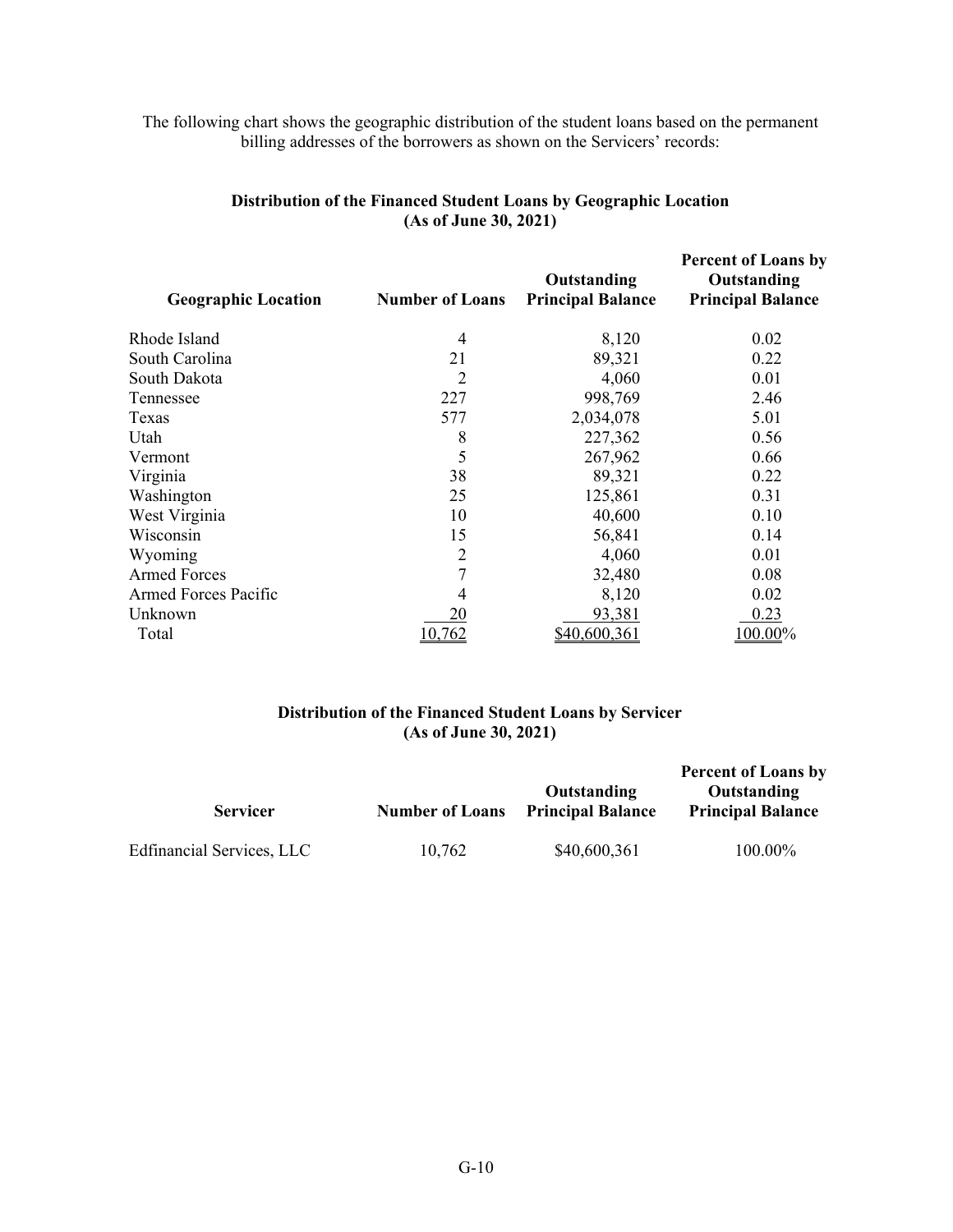The following chart shows the geographic distribution of the student loans based on the permanent billing addresses of the borrowers as shown on the Servicers' records:

**Distribution of the Financed Student Loans by Geographic Location**
**(As of June 30, 2021)**

| Geographic Location | Number of Loans | Outstanding Principal Balance | Percent of Loans by Outstanding Principal Balance |
|---|---|---|---|
| Rhode Island | 4 | 8,120 | 0.02 |
| South Carolina | 21 | 89,321 | 0.22 |
| South Dakota | 2 | 4,060 | 0.01 |
| Tennessee | 227 | 998,769 | 2.46 |
| Texas | 577 | 2,034,078 | 5.01 |
| Utah | 8 | 227,362 | 0.56 |
| Vermont | 5 | 267,962 | 0.66 |
| Virginia | 38 | 89,321 | 0.22 |
| Washington | 25 | 125,861 | 0.31 |
| West Virginia | 10 | 40,600 | 0.10 |
| Wisconsin | 15 | 56,841 | 0.14 |
| Wyoming | 2 | 4,060 | 0.01 |
| Armed Forces | 7 | 32,480 | 0.08 |
| Armed Forces Pacific | 4 | 8,120 | 0.02 |
| Unknown | 20 | 93,381 | 0.23 |
| Total | 10,762 | $40,600,361 | 100.00% |

**Distribution of the Financed Student Loans by Servicer**
**(As of June 30, 2021)**

| Servicer | Number of Loans | Outstanding Principal Balance | Percent of Loans by Outstanding Principal Balance |
|---|---|---|---|
| Edfinancial Services, LLC | 10,762 | $40,600,361 | 100.00% |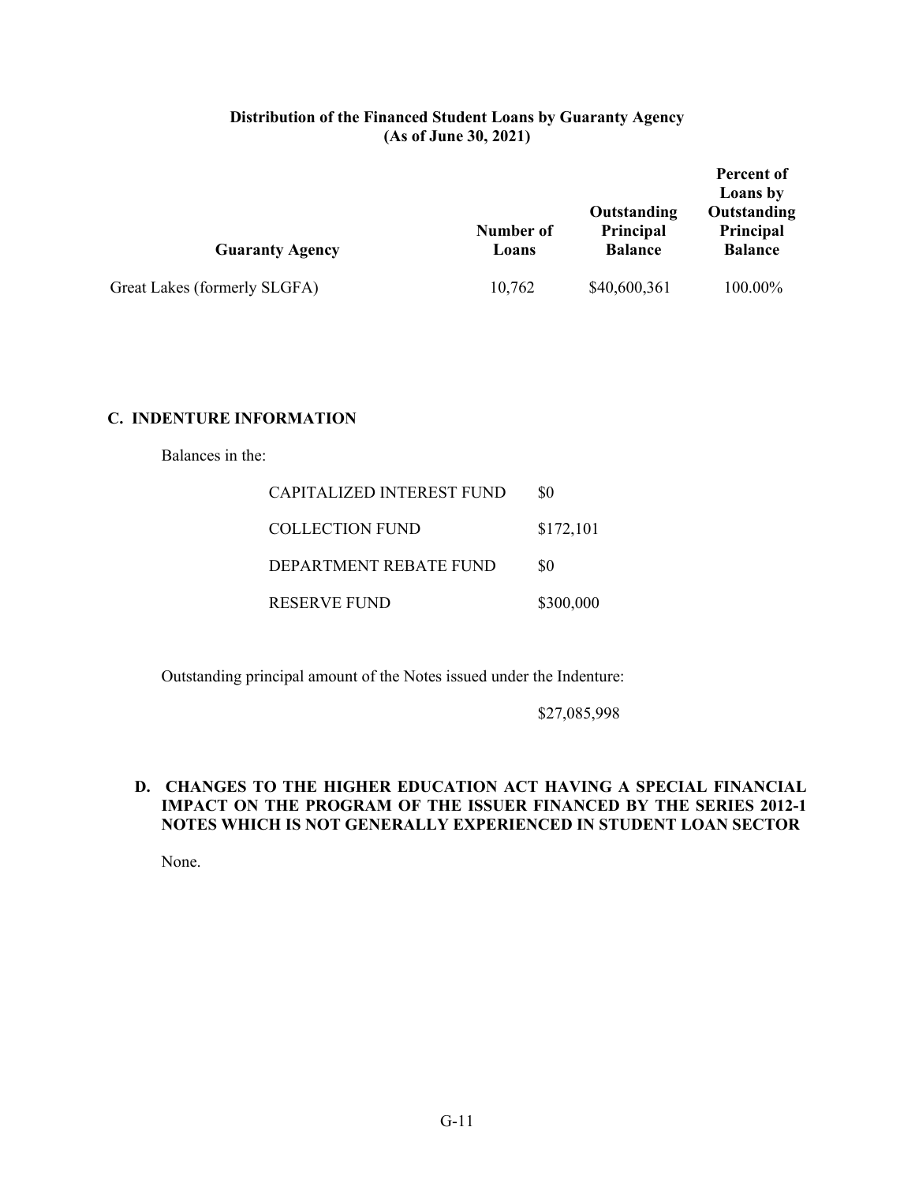**Distribution of the Financed Student Loans by Guaranty Agency (As of June 30, 2021)**

| Guaranty Agency | Number of Loans | Outstanding Principal Balance | Percent of Loans by Outstanding Principal Balance |
|---|---|---|---|
| Great Lakes (formerly SLGFA) | 10,762 | $40,600,361 | 100.00% |

## C. INDENTURE INFORMATION

Balances in the:

| | |
|---|---|
| CAPITALIZED INTEREST FUND | $0 |
| COLLECTION FUND | $172,101 |
| DEPARTMENT REBATE FUND | $0 |
| RESERVE FUND | $300,000 |

Outstanding principal amount of the Notes issued under the Indenture:

$27,085,998

## D. CHANGES TO THE HIGHER EDUCATION ACT HAVING A SPECIAL FINANCIAL IMPACT ON THE PROGRAM OF THE ISSUER FINANCED BY THE SERIES 2012-1 NOTES WHICH IS NOT GENERALLY EXPERIENCED IN STUDENT LOAN SECTOR

None.